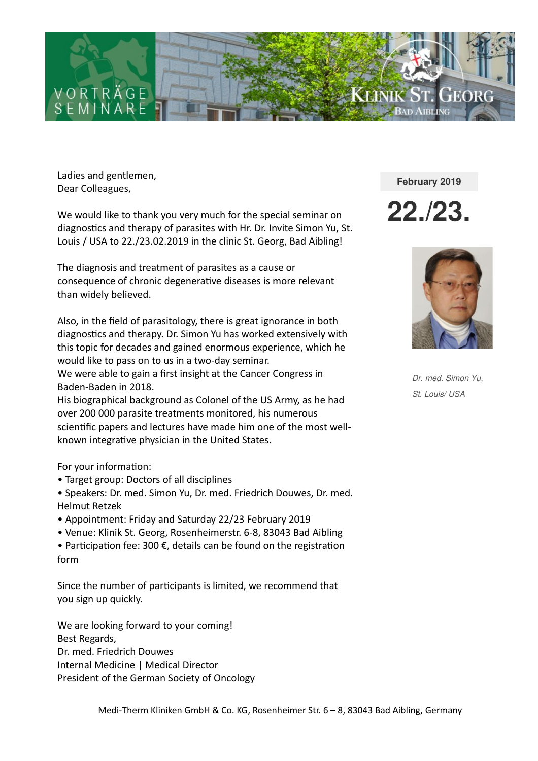VORTRÄGE SEMINARE

KLINIK ST. GEORG
BAD AIBLING

**February 2019**

# 22./23.

*Dr. med. Simon Yu,*
*St. Louis/ USA*

Ladies and gentlemen,
Dear Colleagues,

We would like to thank you very much for the special seminar on diagnostics and therapy of parasites with Hr. Dr. Invite Simon Yu, St. Louis / USA to 22./23.02.2019 in the clinic St. Georg, Bad Aibling!

The diagnosis and treatment of parasites as a cause or consequence of chronic degenerative diseases is more relevant than widely believed.

Also, in the field of parasitology, there is great ignorance in both diagnostics and therapy. Dr. Simon Yu has worked extensively with this topic for decades and gained enormous experience, which he would like to pass on to us in a two-day seminar.
We were able to gain a first insight at the Cancer Congress in Baden-Baden in 2018.
His biographical background as Colonel of the US Army, as he had over 200 000 parasite treatments monitored, his numerous scientific papers and lectures have made him one of the most well-known integrative physician in the United States.

For your information:

- Target group: Doctors of all disciplines
- Speakers: Dr. med. Simon Yu, Dr. med. Friedrich Douwes, Dr. med. Helmut Retzek
- Appointment: Friday and Saturday 22/23 February 2019
- Venue: Klinik St. Georg, Rosenheimerstr. 6-8, 83043 Bad Aibling
- Participation fee: 300 €, details can be found on the registration form

Since the number of participants is limited, we recommend that you sign up quickly.

We are looking forward to your coming!
Best Regards,
Dr. med. Friedrich Douwes
Internal Medicine | Medical Director
President of the German Society of Oncology

Medi-Therm Kliniken GmbH & Co. KG, Rosenheimer Str. 6 – 8, 83043 Bad Aibling, Germany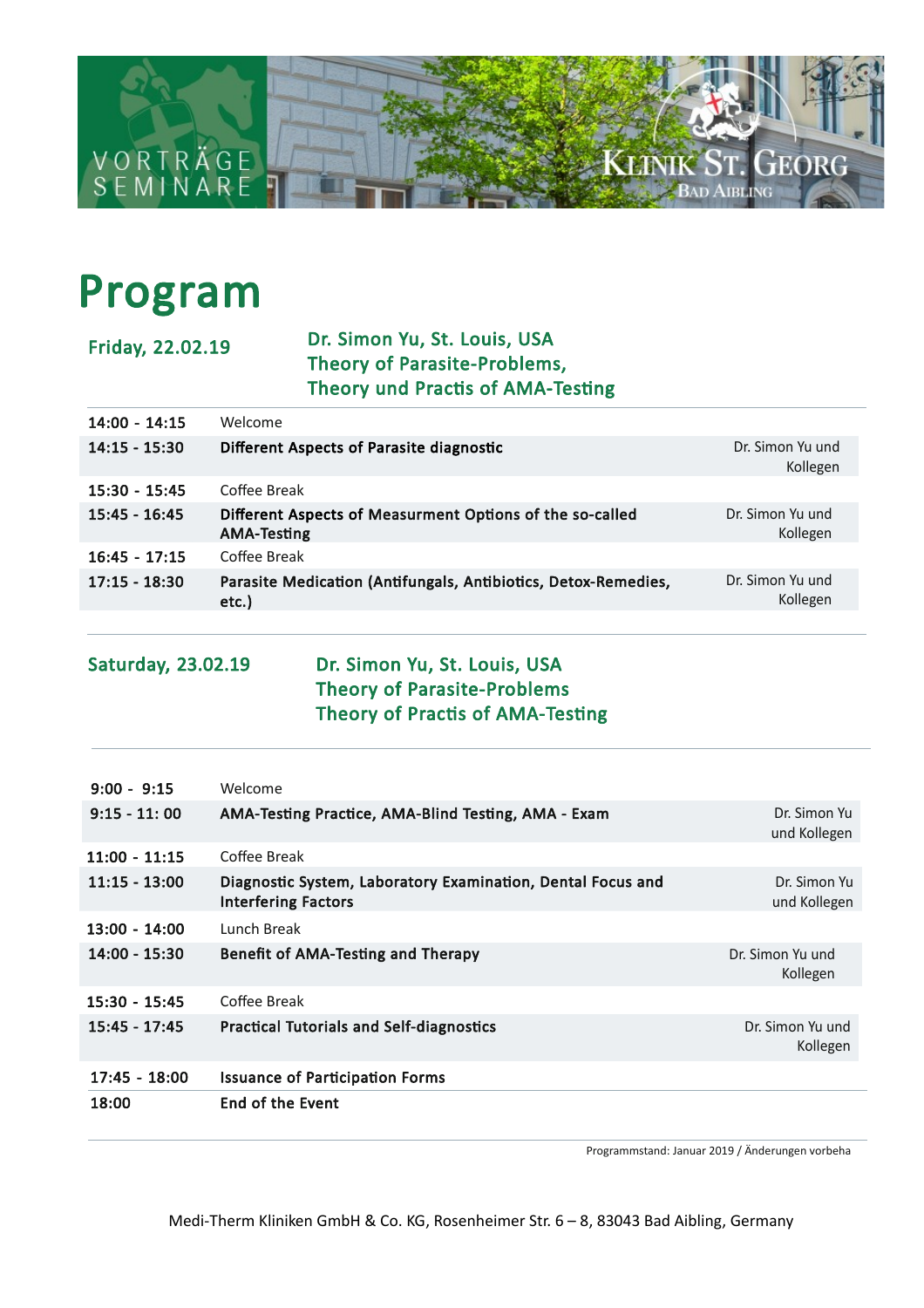VORTRÄGE SEMINARE

KLINIK ST. GEORG
BAD AIBLING

# Program

## Friday, 22.02.19

**Dr. Simon Yu, St. Louis, USA**
**Theory of Parasite-Problems,**
**Theory und Practis of AMA-Testing**

| | | |
|---|---|---|
| **14:00 - 14:15** | Welcome | |
| **14:15 - 15:30** | **Different Aspects of Parasite diagnostic** | Dr. Simon Yu und Kollegen |
| **15:30 - 15:45** | Coffee Break | |
| **15:45 - 16:45** | **Different Aspects of Measurment Options of the so-called AMA-Testing** | Dr. Simon Yu und Kollegen |
| **16:45 - 17:15** | Coffee Break | |
| **17:15 - 18:30** | **Parasite Medication (Antifungals, Antibiotics, Detox-Remedies, etc.)** | Dr. Simon Yu und Kollegen |

## Saturday, 23.02.19

**Dr. Simon Yu, St. Louis, USA**
**Theory of Parasite-Problems**
**Theory of Practis of AMA-Testing**

| | | |
|---|---|---|
| **9:00 - 9:15** | Welcome | |
| **9:15 - 11: 00** | **AMA-Testing Practice, AMA-Blind Testing, AMA - Exam** | Dr. Simon Yu und Kollegen |
| **11:00 - 11:15** | Coffee Break | |
| **11:15 - 13:00** | **Diagnostic System, Laboratory Examination, Dental Focus and Interfering Factors** | Dr. Simon Yu und Kollegen |
| **13:00 - 14:00** | Lunch Break | |
| **14:00 - 15:30** | **Benefit of AMA-Testing and Therapy** | Dr. Simon Yu und Kollegen |
| **15:30 - 15:45** | Coffee Break | |
| **15:45 - 17:45** | **Practical Tutorials and Self-diagnostics** | Dr. Simon Yu und Kollegen |
| **17:45 - 18:00** | **Issuance of Participation Forms** | |
| **18:00** | **End of the Event** | |

Programmstand: Januar 2019 / Änderungen vorbeha

Medi-Therm Kliniken GmbH & Co. KG, Rosenheimer Str. 6 – 8, 83043 Bad Aibling, Germany